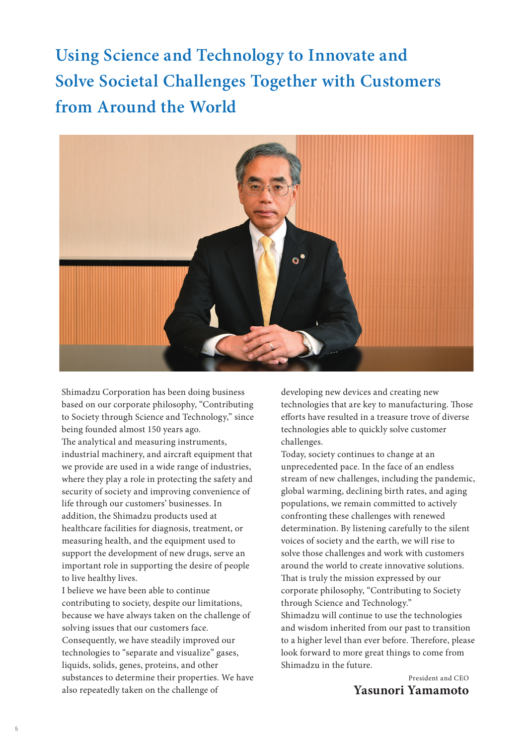# Using Science and Technology to Innovate and Solve Societal Challenges Together with Customers from Around the World

Shimadzu Corporation has been doing business based on our corporate philosophy, "Contributing to Society through Science and Technology," since being founded almost 150 years ago.

The analytical and measuring instruments, industrial machinery, and aircraft equipment that we provide are used in a wide range of industries, where they play a role in protecting the safety and security of society and improving convenience of life through our customers' businesses. In addition, the Shimadzu products used at healthcare facilities for diagnosis, treatment, or measuring health, and the equipment used to support the development of new drugs, serve an important role in supporting the desire of people to live healthy lives.

I believe we have been able to continue contributing to society, despite our limitations, because we have always taken on the challenge of solving issues that our customers face. Consequently, we have steadily improved our technologies to "separate and visualize" gases, liquids, solids, genes, proteins, and other substances to determine their properties. We have also repeatedly taken on the challenge of developing new devices and creating new technologies that are key to manufacturing. Those efforts have resulted in a treasure trove of diverse technologies able to quickly solve customer challenges.

Today, society continues to change at an unprecedented pace. In the face of an endless stream of new challenges, including the pandemic, global warming, declining birth rates, and aging populations, we remain committed to actively confronting these challenges with renewed determination. By listening carefully to the silent voices of society and the earth, we will rise to solve those challenges and work with customers around the world to create innovative solutions. That is truly the mission expressed by our corporate philosophy, "Contributing to Society through Science and Technology."

Shimadzu will continue to use the technologies and wisdom inherited from our past to transition to a higher level than ever before. Therefore, please look forward to more great things to come from Shimadzu in the future.

President and CEO
**Yasunori Yamamoto**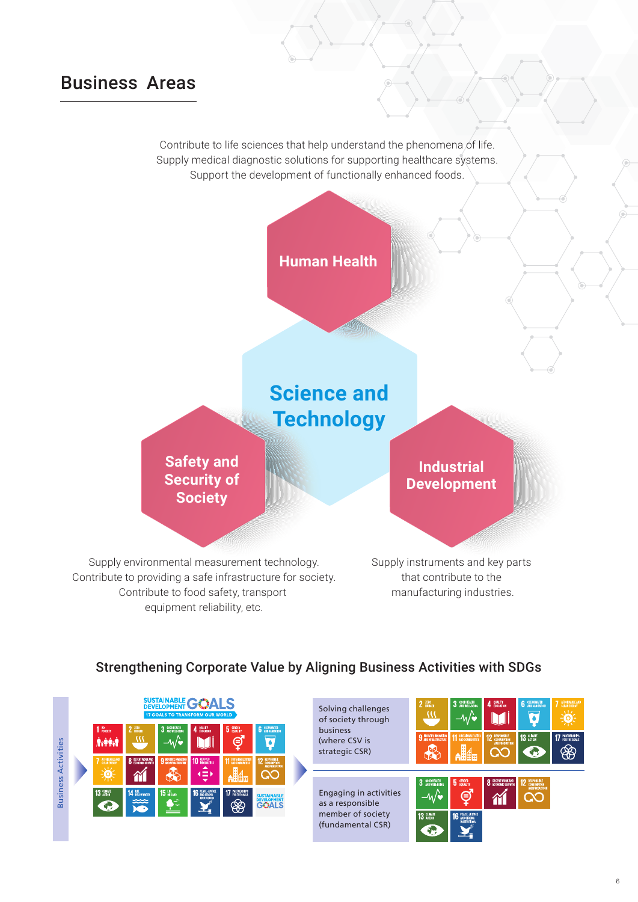## Business Areas

Contribute to life sciences that help understand the phenomena of life.
Supply medical diagnostic solutions for supporting healthcare systems.
Support the development of functionally enhanced foods.

**Human Health**

**Science and Technology**

**Safety and Security of Society**

**Industrial Development**

Supply environmental measurement technology.
Contribute to providing a safe infrastructure for society.
Contribute to food safety, transport equipment reliability, etc.

Supply instruments and key parts that contribute to the manufacturing industries.

### Strengthening Corporate Value by Aligning Business Activities with SDGs

Business Activities

SUSTAINABLE DEVELOPMENT GOALS
17 GOALS TO TRANSFORM OUR WORLD

| | |
|---|---|
| Solving challenges of society through business (where CSV is strategic CSR) | 2, 3, 4, 6, 7, 9, 11, 12, 13, 17 |
| Engaging in activities as a responsible member of society (fundamental CSR) | 3, 5, 8, 12, 13, 16 |